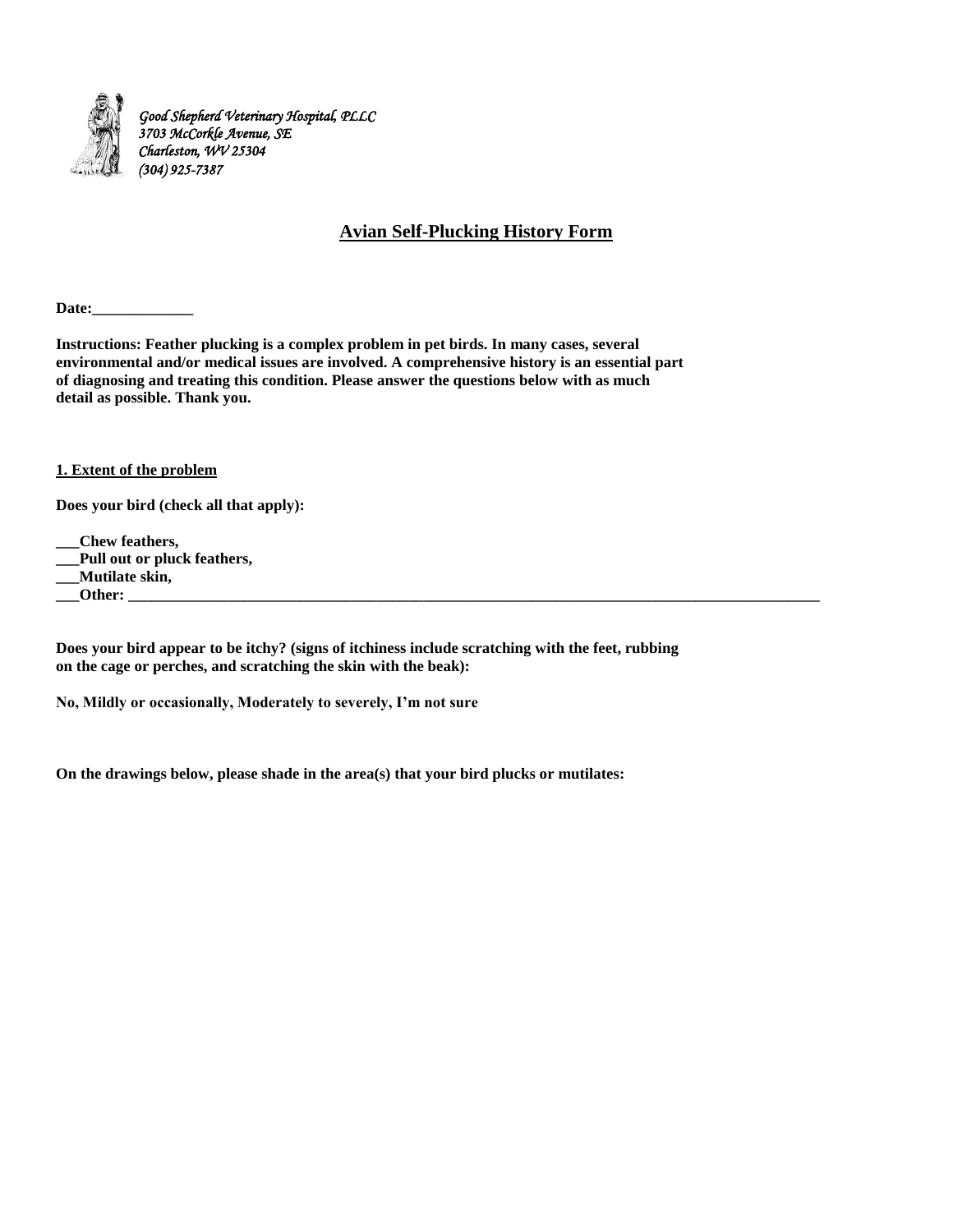*Good Shepherd Veterinary Hospital, PLLC*
*3703 McCorkle Avenue, SE*
*Charleston, WV 25304*
*(304) 925-7387*

## Avian Self-Plucking History Form

**Date:_____________**

**Instructions: Feather plucking is a complex problem in pet birds. In many cases, several environmental and/or medical issues are involved. A comprehensive history is an essential part of diagnosing and treating this condition. Please answer the questions below with as much detail as possible. Thank you.**

### 1. Extent of the problem

**Does your bird (check all that apply):**

**___Chew feathers,**
**___Pull out or pluck feathers,**
**___Mutilate skin,**
**___Other: ___________________________________________________________________________________________**

**Does your bird appear to be itchy? (signs of itchiness include scratching with the feet, rubbing on the cage or perches, and scratching the skin with the beak):**

**No, Mildly or occasionally, Moderately to severely, I'm not sure**

**On the drawings below, please shade in the area(s) that your bird plucks or mutilates:**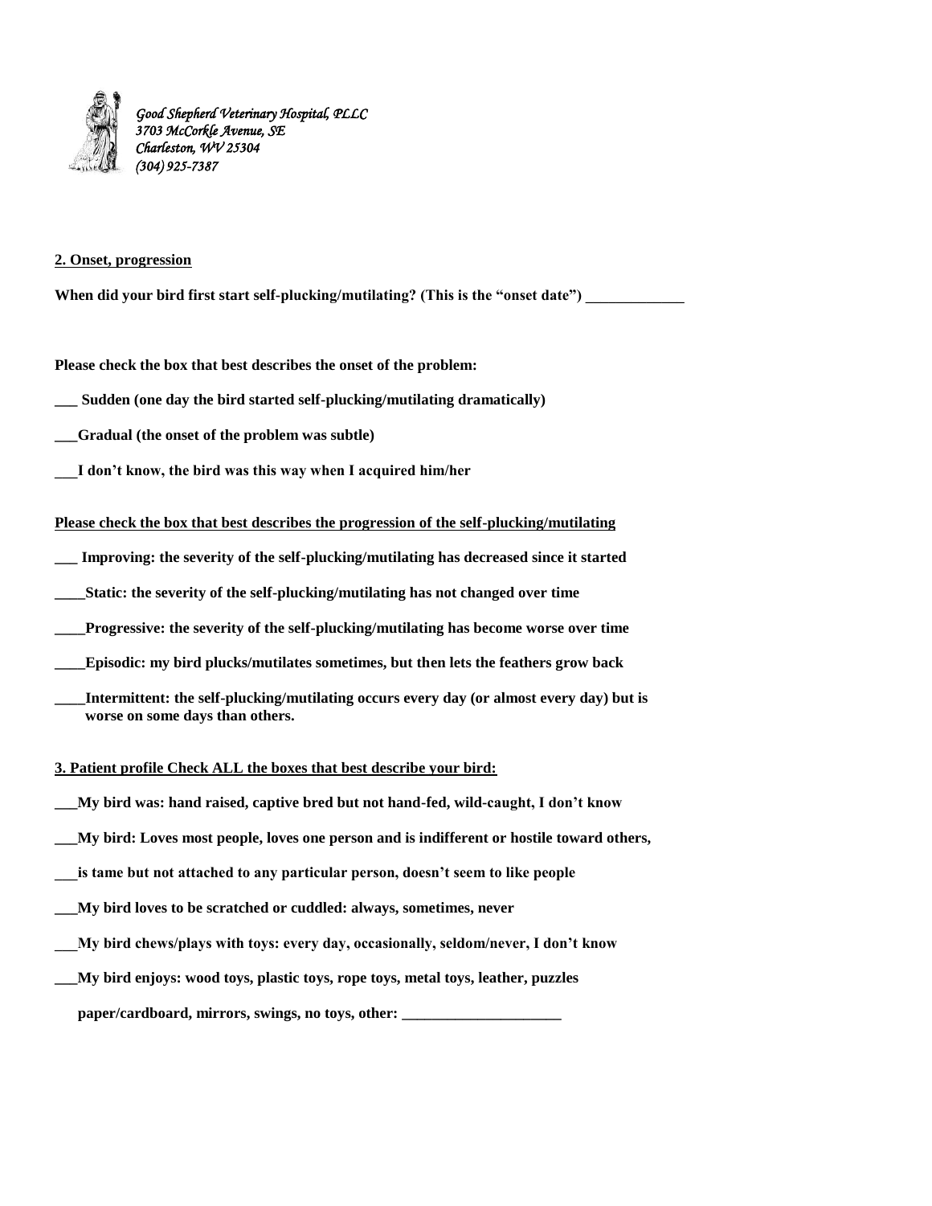*Good Shepherd Veterinary Hospital, PLLC*
*3703 McCorkle Avenue, SE*
*Charleston, WV 25304*
*(304) 925-7387*

**2. Onset, progression**

**When did your bird first start self-plucking/mutilating? (This is the "onset date") _____________**

**Please check the box that best describes the onset of the problem:**

**___ Sudden (one day the bird started self-plucking/mutilating dramatically)**

**___Gradual (the onset of the problem was subtle)**

**___I don't know, the bird was this way when I acquired him/her**

**Please check the box that best describes the progression of the self-plucking/mutilating**

**___ Improving: the severity of the self-plucking/mutilating has decreased since it started**

**____Static: the severity of the self-plucking/mutilating has not changed over time**

**____Progressive: the severity of the self-plucking/mutilating has become worse over time**

**____Episodic: my bird plucks/mutilates sometimes, but then lets the feathers grow back**

**____Intermittent: the self-plucking/mutilating occurs every day (or almost every day) but is worse on some days than others.**

**3. Patient profile Check ALL the boxes that best describe your bird:**

**___My bird was: hand raised, captive bred but not hand-fed, wild-caught, I don't know**

**___My bird: Loves most people, loves one person and is indifferent or hostile toward others,**

**___is tame but not attached to any particular person, doesn't seem to like people**

**___My bird loves to be scratched or cuddled: always, sometimes, never**

**___My bird chews/plays with toys: every day, occasionally, seldom/never, I don't know**

**___My bird enjoys: wood toys, plastic toys, rope toys, metal toys, leather, puzzles paper/cardboard, mirrors, swings, no toys, other: _____________________**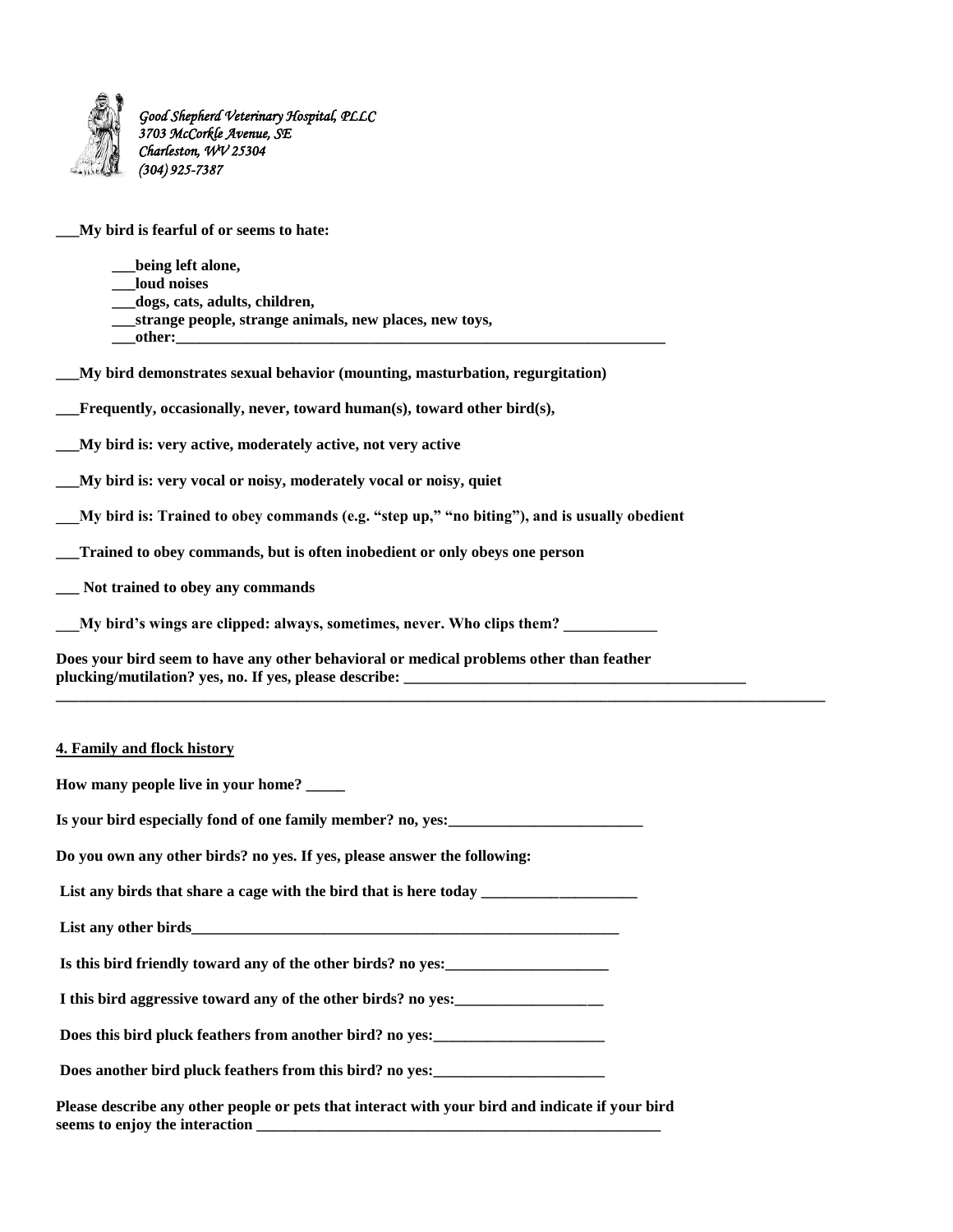*Good Shepherd Veterinary Hospital, PLLC*
*3703 McCorkle Avenue, SE*
*Charleston, WV 25304*
*(304) 925-7387*

**___My bird is fearful of or seems to hate:**

- **___being left alone,**
- **___loud noises**
- **___dogs, cats, adults, children,**
- **___strange people, strange animals, new places, new toys,**
- **___other:_______________________________________________________________________**

**___My bird demonstrates sexual behavior (mounting, masturbation, regurgitation)**

**___Frequently, occasionally, never, toward human(s), toward other bird(s),**

**___My bird is: very active, moderately active, not very active**

**___My bird is: very vocal or noisy, moderately vocal or noisy, quiet**

**___My bird is: Trained to obey commands (e.g. "step up," "no biting"), and is usually obedient**

**___Trained to obey commands, but is often inobedient or only obeys one person**

**___ Not trained to obey any commands**

**___My bird's wings are clipped: always, sometimes, never. Who clips them? ____________**

**Does your bird seem to have any other behavioral or medical problems other than feather plucking/mutilation? yes, no. If yes, please describe: _______________________________________________**
**_____________________________________________________________________________________________________**

**4. Family and flock history**

**How many people live in your home? _____**

**Is your bird especially fond of one family member? no, yes:_________________________**

**Do you own any other birds? no yes. If yes, please answer the following:**

**List any birds that share a cage with the bird that is here today ____________________**

**List any other birds___________________________________________________________**

**Is this bird friendly toward any of the other birds? no yes:_____________________**

**I this bird aggressive toward any of the other birds? no yes:___________________**

**Does this bird pluck feathers from another bird? no yes:______________________**

**Does another bird pluck feathers from this bird? no yes:______________________**

**Please describe any other people or pets that interact with your bird and indicate if your bird seems to enjoy the interaction _______________________________________________________**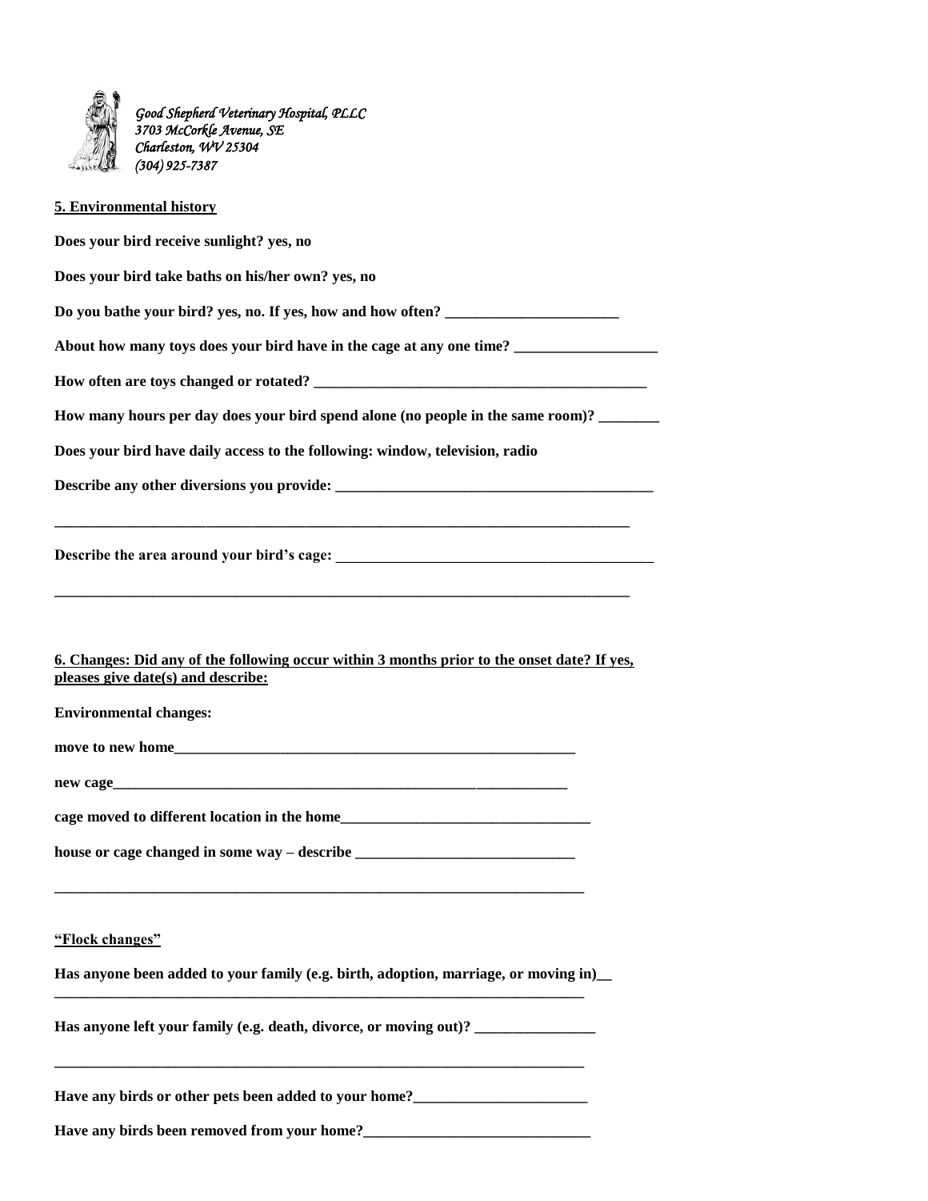*Good Shepherd Veterinary Hospital, PLLC*
*3703 McCorkle Avenue, SE*
*Charleston, WV 25304*
*(304) 925-7387*

**5. Environmental history**

**Does your bird receive sunlight? yes, no**

**Does your bird take baths on his/her own? yes, no**

**Do you bathe your bird? yes, no. If yes, how and how often? _______________________**

**About how many toys does your bird have in the cage at any one time? ___________________**

**How often are toys changed or rotated? ____________________________________________**

**How many hours per day does your bird spend alone (no people in the same room)? ________**

**Does your bird have daily access to the following: window, television, radio**

**Describe any other diversions you provide: __________________________________________**

**_____________________________________________________________________________**

**Describe the area around your bird's cage: __________________________________________**

**_____________________________________________________________________________**

**6. Changes: Did any of the following occur within 3 months prior to the onset date? If yes, pleases give date(s) and describe:**

**Environmental changes:**

**move to new home_______________________________________________________**

**new cage______________________________________________________________**

**cage moved to different location in the home________________________________**

**house or cage changed in some way – describe ____________________________**

**_______________________________________________________________________**

**"Flock changes"**

**Has anyone been added to your family (e.g. birth, adoption, marriage, or moving in)__**
**_______________________________________________________________________**

**Has anyone left your family (e.g. death, divorce, or moving out)? ________________**

**_______________________________________________________________________**

**Have any birds or other pets been added to your home?_______________________**

**Have any birds been removed from your home?______________________________**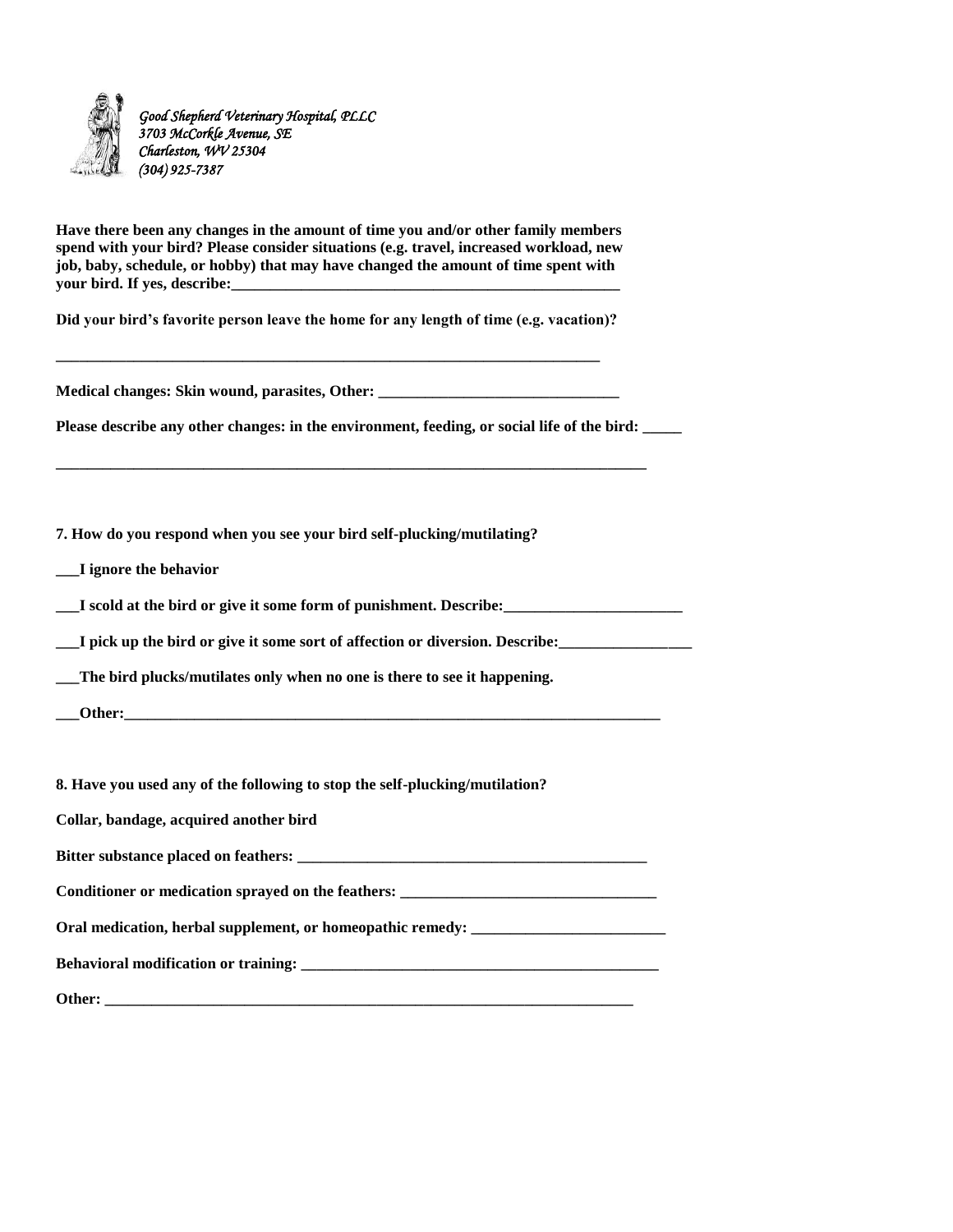*Good Shepherd Veterinary Hospital, PLLC*
*3703 McCorkle Avenue, SE*
*Charleston, WV 25304*
*(304) 925-7387*

**Have there been any changes in the amount of time you and/or other family members spend with your bird? Please consider situations (e.g. travel, increased workload, new job, baby, schedule, or hobby) that may have changed the amount of time spent with your bird. If yes, describe:___________________________________________________**

**Did your bird's favorite person leave the home for any length of time (e.g. vacation)?**

**_________________________________________________________________________**

**Medical changes: Skin wound, parasites, Other: _______________________________**

**Please describe any other changes: in the environment, feeding, or social life of the bird: _____**

**_______________________________________________________________________________**

**7. How do you respond when you see your bird self-plucking/mutilating?**

**___I ignore the behavior**

**___I scold at the bird or give it some form of punishment. Describe:_______________________**

**___I pick up the bird or give it some sort of affection or diversion. Describe:________________**

**___The bird plucks/mutilates only when no one is there to see it happening.**

**___Other:_________________________________________________________________________**

**8. Have you used any of the following to stop the self-plucking/mutilation?**

**Collar, bandage, acquired another bird**

**Bitter substance placed on feathers: ______________________________________________**

**Conditioner or medication sprayed on the feathers: ________________________________**

**Oral medication, herbal supplement, or homeopathic remedy: ________________________**

**Behavioral modification or training: ______________________________________________**

**Other: ______________________________________________________________________**